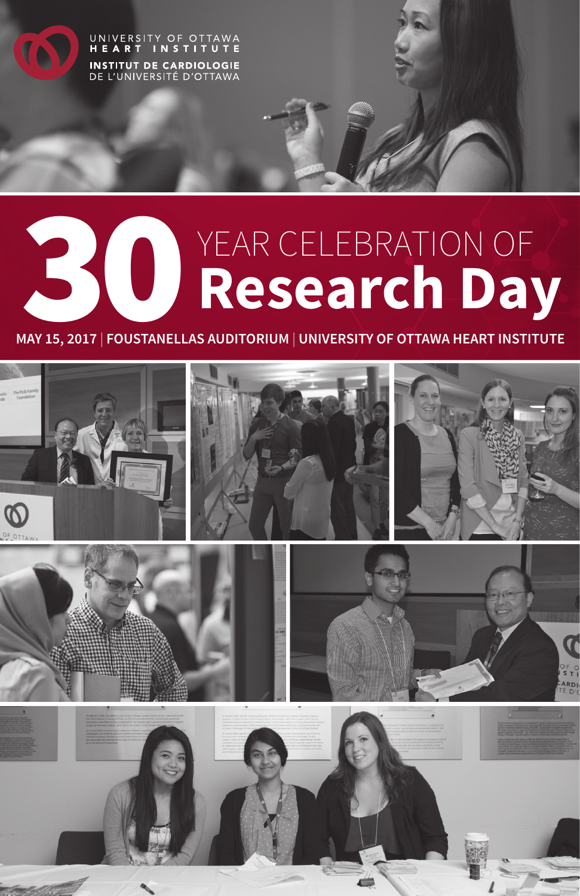UNIVERSITY OF OTTAWA
HEART INSTITUTE

INSTITUT DE CARDIOLOGIE
DE L'UNIVERSITÉ D'OTTAWA

# 30 YEAR CELEBRATION OF Research Day

**MAY 15, 2017 | FOUSTANELLAS AUDITORIUM | UNIVERSITY OF OTTAWA HEART INSTITUTE**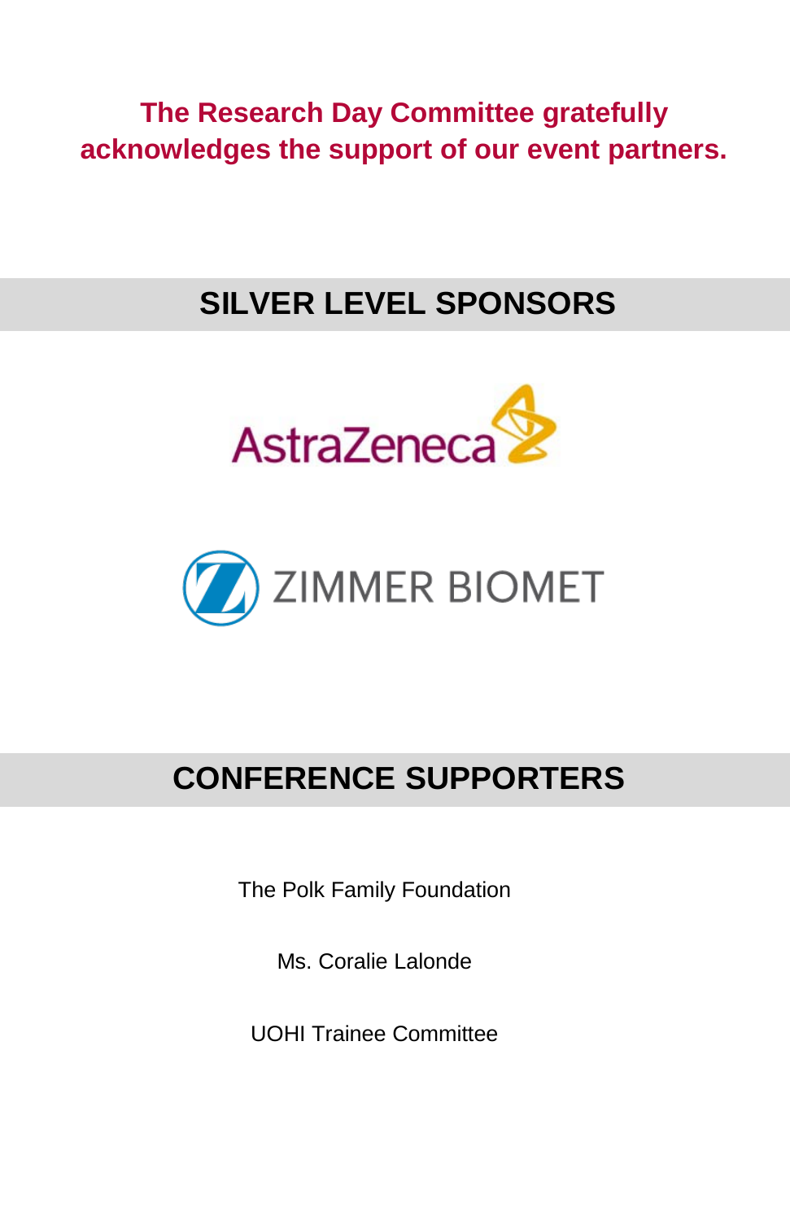**The Research Day Committee gratefully acknowledges the support of our event partners.**

## SILVER LEVEL SPONSORS

AstraZeneca

ZIMMER BIOMET

## CONFERENCE SUPPORTERS

The Polk Family Foundation

Ms. Coralie Lalonde

UOHI Trainee Committee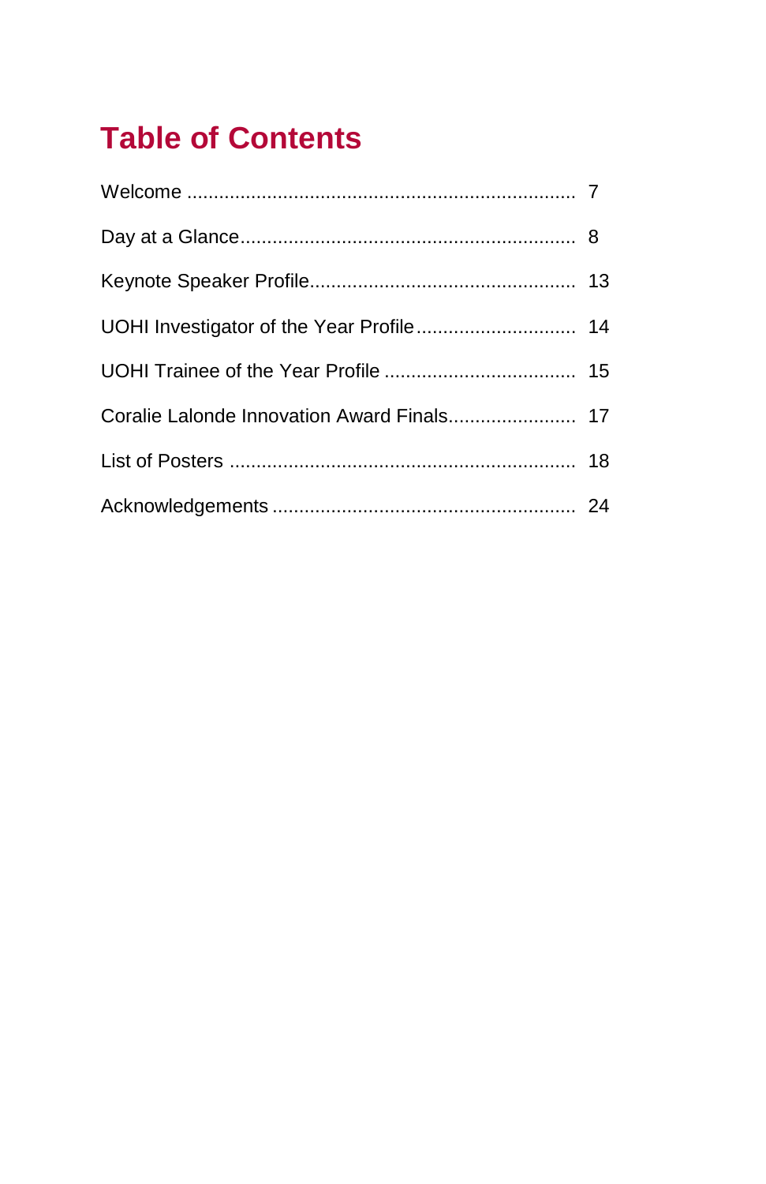# Table of Contents

| Section | Page |
| --- | --- |
| Welcome | 7 |
| Day at a Glance | 8 |
| Keynote Speaker Profile | 13 |
| UOHI Investigator of the Year Profile | 14 |
| UOHI Trainee of the Year Profile | 15 |
| Coralie Lalonde Innovation Award Finals | 17 |
| List of Posters | 18 |
| Acknowledgements | 24 |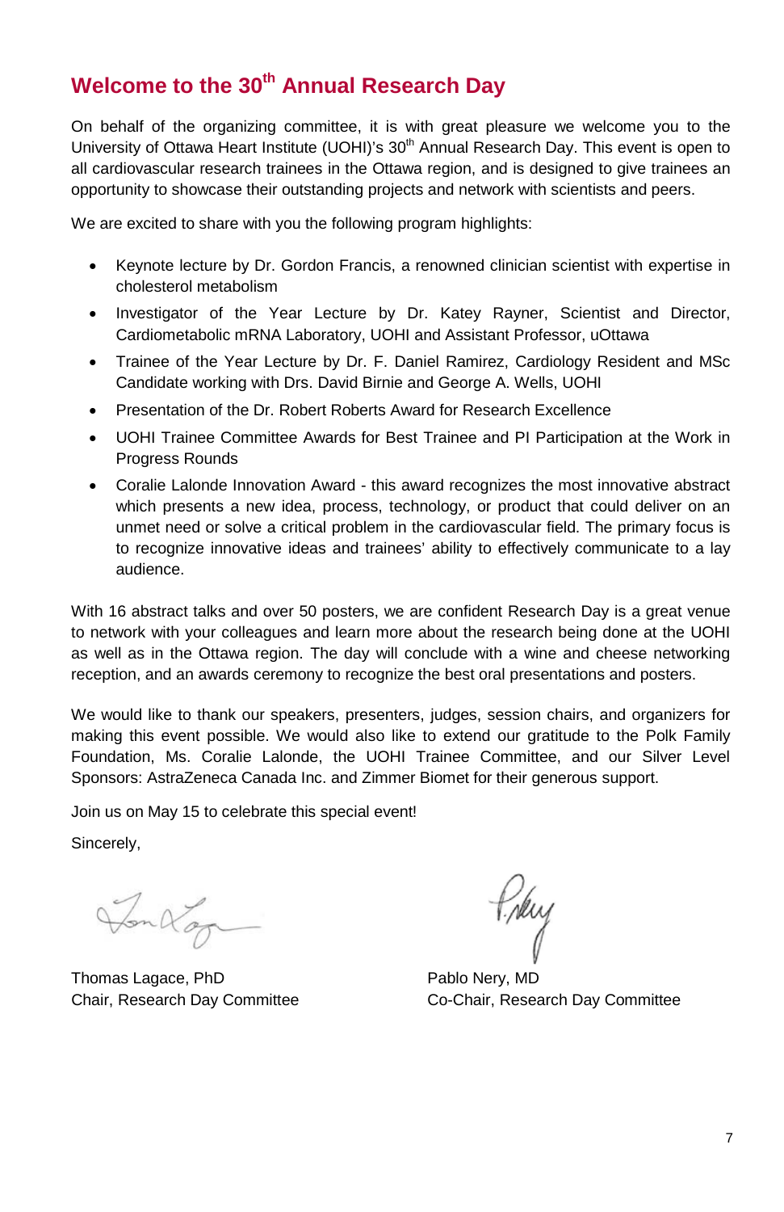# Welcome to the 30th Annual Research Day

On behalf of the organizing committee, it is with great pleasure we welcome you to the University of Ottawa Heart Institute (UOHI)'s 30th Annual Research Day. This event is open to all cardiovascular research trainees in the Ottawa region, and is designed to give trainees an opportunity to showcase their outstanding projects and network with scientists and peers.

We are excited to share with you the following program highlights:

- Keynote lecture by Dr. Gordon Francis, a renowned clinician scientist with expertise in cholesterol metabolism
- Investigator of the Year Lecture by Dr. Katey Rayner, Scientist and Director, Cardiometabolic mRNA Laboratory, UOHI and Assistant Professor, uOttawa
- Trainee of the Year Lecture by Dr. F. Daniel Ramirez, Cardiology Resident and MSc Candidate working with Drs. David Birnie and George A. Wells, UOHI
- Presentation of the Dr. Robert Roberts Award for Research Excellence
- UOHI Trainee Committee Awards for Best Trainee and PI Participation at the Work in Progress Rounds
- Coralie Lalonde Innovation Award - this award recognizes the most innovative abstract which presents a new idea, process, technology, or product that could deliver on an unmet need or solve a critical problem in the cardiovascular field. The primary focus is to recognize innovative ideas and trainees' ability to effectively communicate to a lay audience.

With 16 abstract talks and over 50 posters, we are confident Research Day is a great venue to network with your colleagues and learn more about the research being done at the UOHI as well as in the Ottawa region. The day will conclude with a wine and cheese networking reception, and an awards ceremony to recognize the best oral presentations and posters.

We would like to thank our speakers, presenters, judges, session chairs, and organizers for making this event possible. We would also like to extend our gratitude to the Polk Family Foundation, Ms. Coralie Lalonde, the UOHI Trainee Committee, and our Silver Level Sponsors: AstraZeneca Canada Inc. and Zimmer Biomet for their generous support.

Join us on May 15 to celebrate this special event!

Sincerely,

Thomas Lagace, PhD
Chair, Research Day Committee

Pablo Nery, MD
Co-Chair, Research Day Committee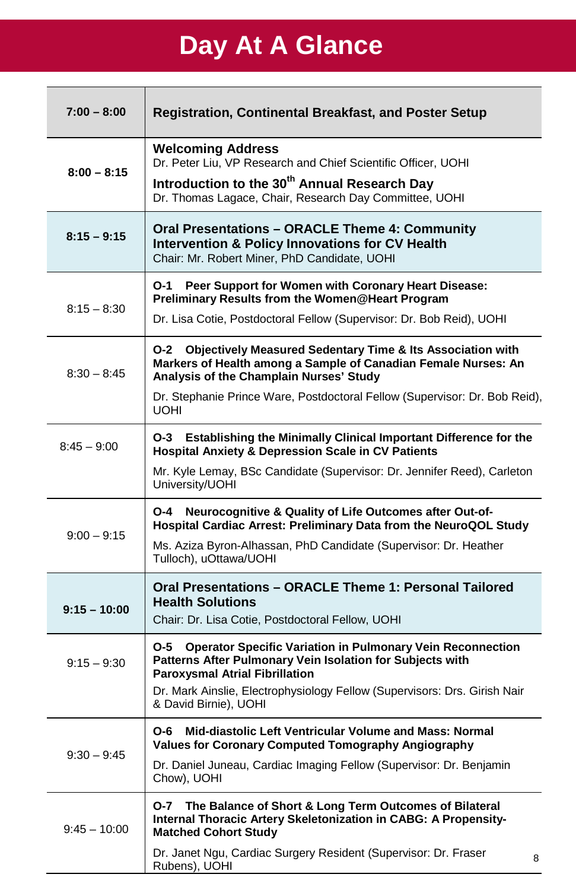# Day At A Glance

| Time | Event |
|---|---|
| **7:00 – 8:00** | **Registration, Continental Breakfast, and Poster Setup** |
| **8:00 – 8:15** | **Welcoming Address**<br>Dr. Peter Liu, VP Research and Chief Scientific Officer, UOHI<br>**Introduction to the 30th Annual Research Day**<br>Dr. Thomas Lagace, Chair, Research Day Committee, UOHI |
| **8:15 – 9:15** | **Oral Presentations – ORACLE Theme 4: Community Intervention & Policy Innovations for CV Health**<br>Chair: Mr. Robert Miner, PhD Candidate, UOHI |
| 8:15 – 8:30 | **O-1 Peer Support for Women with Coronary Heart Disease: Preliminary Results from the Women@Heart Program**<br>Dr. Lisa Cotie, Postdoctoral Fellow (Supervisor: Dr. Bob Reid), UOHI |
| 8:30 – 8:45 | **O-2 Objectively Measured Sedentary Time & Its Association with Markers of Health among a Sample of Canadian Female Nurses: An Analysis of the Champlain Nurses' Study**<br>Dr. Stephanie Prince Ware, Postdoctoral Fellow (Supervisor: Dr. Bob Reid), UOHI |
| 8:45 – 9:00 | **O-3 Establishing the Minimally Clinical Important Difference for the Hospital Anxiety & Depression Scale in CV Patients**<br>Mr. Kyle Lemay, BSc Candidate (Supervisor: Dr. Jennifer Reed), Carleton University/UOHI |
| 9:00 – 9:15 | **O-4 Neurocognitive & Quality of Life Outcomes after Out-of-Hospital Cardiac Arrest: Preliminary Data from the NeuroQOL Study**<br>Ms. Aziza Byron-Alhassan, PhD Candidate (Supervisor: Dr. Heather Tulloch), uOttawa/UOHI |
| **9:15 – 10:00** | **Oral Presentations – ORACLE Theme 1: Personal Tailored Health Solutions**<br>Chair: Dr. Lisa Cotie, Postdoctoral Fellow, UOHI |
| 9:15 – 9:30 | **O-5 Operator Specific Variation in Pulmonary Vein Reconnection Patterns After Pulmonary Vein Isolation for Subjects with Paroxysmal Atrial Fibrillation**<br>Dr. Mark Ainslie, Electrophysiology Fellow (Supervisors: Drs. Girish Nair & David Birnie), UOHI |
| 9:30 – 9:45 | **O-6 Mid-diastolic Left Ventricular Volume and Mass: Normal Values for Coronary Computed Tomography Angiography**<br>Dr. Daniel Juneau, Cardiac Imaging Fellow (Supervisor: Dr. Benjamin Chow), UOHI |
| 9:45 – 10:00 | **O-7 The Balance of Short & Long Term Outcomes of Bilateral Internal Thoracic Artery Skeletonization in CABG: A Propensity-Matched Cohort Study**<br>Dr. Janet Ngu, Cardiac Surgery Resident (Supervisor: Dr. Fraser Rubens), UOHI |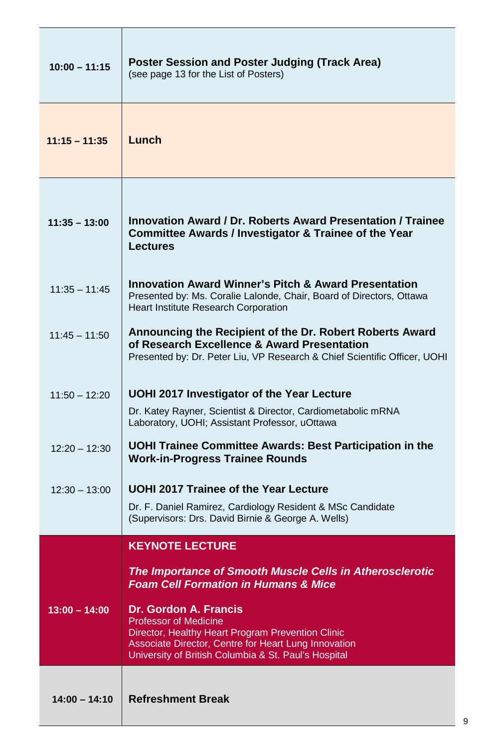| Time | Event |
| --- | --- |
| **10:00 – 11:15** | **Poster Session and Poster Judging (Track Area)**<br>(see page 13 for the List of Posters) |
| **11:15 – 11:35** | **Lunch** |
| **11:35 – 13:00** | **Innovation Award / Dr. Roberts Award Presentation / Trainee Committee Awards / Investigator & Trainee of the Year Lectures** |
| 11:35 – 11:45 | **Innovation Award Winner's Pitch & Award Presentation**<br>Presented by: Ms. Coralie Lalonde, Chair, Board of Directors, Ottawa Heart Institute Research Corporation |
| 11:45 – 11:50 | **Announcing the Recipient of the Dr. Robert Roberts Award of Research Excellence & Award Presentation**<br>Presented by: Dr. Peter Liu, VP Research & Chief Scientific Officer, UOHI |
| 11:50 – 12:20 | **UOHI 2017 Investigator of the Year Lecture**<br>Dr. Katey Rayner, Scientist & Director, Cardiometabolic mRNA Laboratory, UOHI; Assistant Professor, uOttawa |
| 12:20 – 12:30 | **UOHI Trainee Committee Awards: Best Participation in the Work-in-Progress Trainee Rounds** |
| 12:30 – 13:00 | **UOHI 2017 Trainee of the Year Lecture**<br>Dr. F. Daniel Ramirez, Cardiology Resident & MSc Candidate (Supervisors: Drs. David Birnie & George A. Wells) |
| **13:00 – 14:00** | **KEYNOTE LECTURE**<br>***The Importance of Smooth Muscle Cells in Atherosclerotic Foam Cell Formation in Humans & Mice***<br>**Dr. Gordon A. Francis**<br>Professor of Medicine<br>Director, Healthy Heart Program Prevention Clinic<br>Associate Director, Centre for Heart Lung Innovation<br>University of British Columbia & St. Paul's Hospital |
| **14:00 – 14:10** | **Refreshment Break** |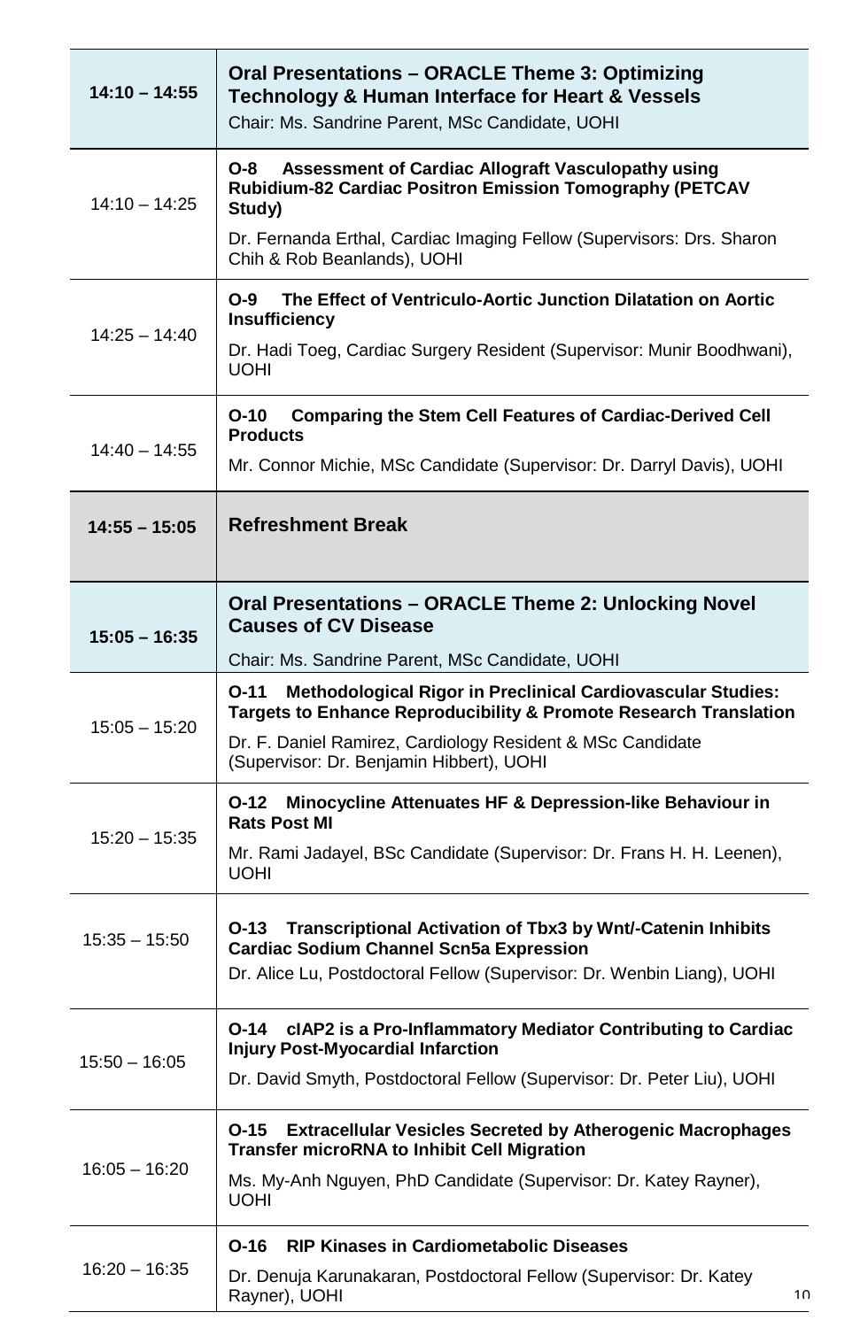| Time | Session |
|---|---|
| **14:10 – 14:55** | **Oral Presentations – ORACLE Theme 3: Optimizing Technology & Human Interface for Heart & Vessels**<br>Chair: Ms. Sandrine Parent, MSc Candidate, UOHI |
| 14:10 – 14:25 | **O-8 Assessment of Cardiac Allograft Vasculopathy using Rubidium-82 Cardiac Positron Emission Tomography (PETCAV Study)**<br>Dr. Fernanda Erthal, Cardiac Imaging Fellow (Supervisors: Drs. Sharon Chih & Rob Beanlands), UOHI |
| 14:25 – 14:40 | **O-9 The Effect of Ventriculo-Aortic Junction Dilatation on Aortic Insufficiency**<br>Dr. Hadi Toeg, Cardiac Surgery Resident (Supervisor: Munir Boodhwani), UOHI |
| 14:40 – 14:55 | **O-10 Comparing the Stem Cell Features of Cardiac-Derived Cell Products**<br>Mr. Connor Michie, MSc Candidate (Supervisor: Dr. Darryl Davis), UOHI |
| **14:55 – 15:05** | **Refreshment Break** |
| **15:05 – 16:35** | **Oral Presentations – ORACLE Theme 2: Unlocking Novel Causes of CV Disease**<br>Chair: Ms. Sandrine Parent, MSc Candidate, UOHI |
| 15:05 – 15:20 | **O-11 Methodological Rigor in Preclinical Cardiovascular Studies: Targets to Enhance Reproducibility & Promote Research Translation**<br>Dr. F. Daniel Ramirez, Cardiology Resident & MSc Candidate (Supervisor: Dr. Benjamin Hibbert), UOHI |
| 15:20 – 15:35 | **O-12 Minocycline Attenuates HF & Depression-like Behaviour in Rats Post MI**<br>Mr. Rami Jadayel, BSc Candidate (Supervisor: Dr. Frans H. H. Leenen), UOHI |
| 15:35 – 15:50 | **O-13 Transcriptional Activation of Tbx3 by Wnt/-Catenin Inhibits Cardiac Sodium Channel Scn5a Expression**<br>Dr. Alice Lu, Postdoctoral Fellow (Supervisor: Dr. Wenbin Liang), UOHI |
| 15:50 – 16:05 | **O-14 cIAP2 is a Pro-Inflammatory Mediator Contributing to Cardiac Injury Post-Myocardial Infarction**<br>Dr. David Smyth, Postdoctoral Fellow (Supervisor: Dr. Peter Liu), UOHI |
| 16:05 – 16:20 | **O-15 Extracellular Vesicles Secreted by Atherogenic Macrophages Transfer microRNA to Inhibit Cell Migration**<br>Ms. My-Anh Nguyen, PhD Candidate (Supervisor: Dr. Katey Rayner), UOHI |
| 16:20 – 16:35 | **O-16 RIP Kinases in Cardiometabolic Diseases**<br>Dr. Denuja Karunakaran, Postdoctoral Fellow (Supervisor: Dr. Katey Rayner), UOHI |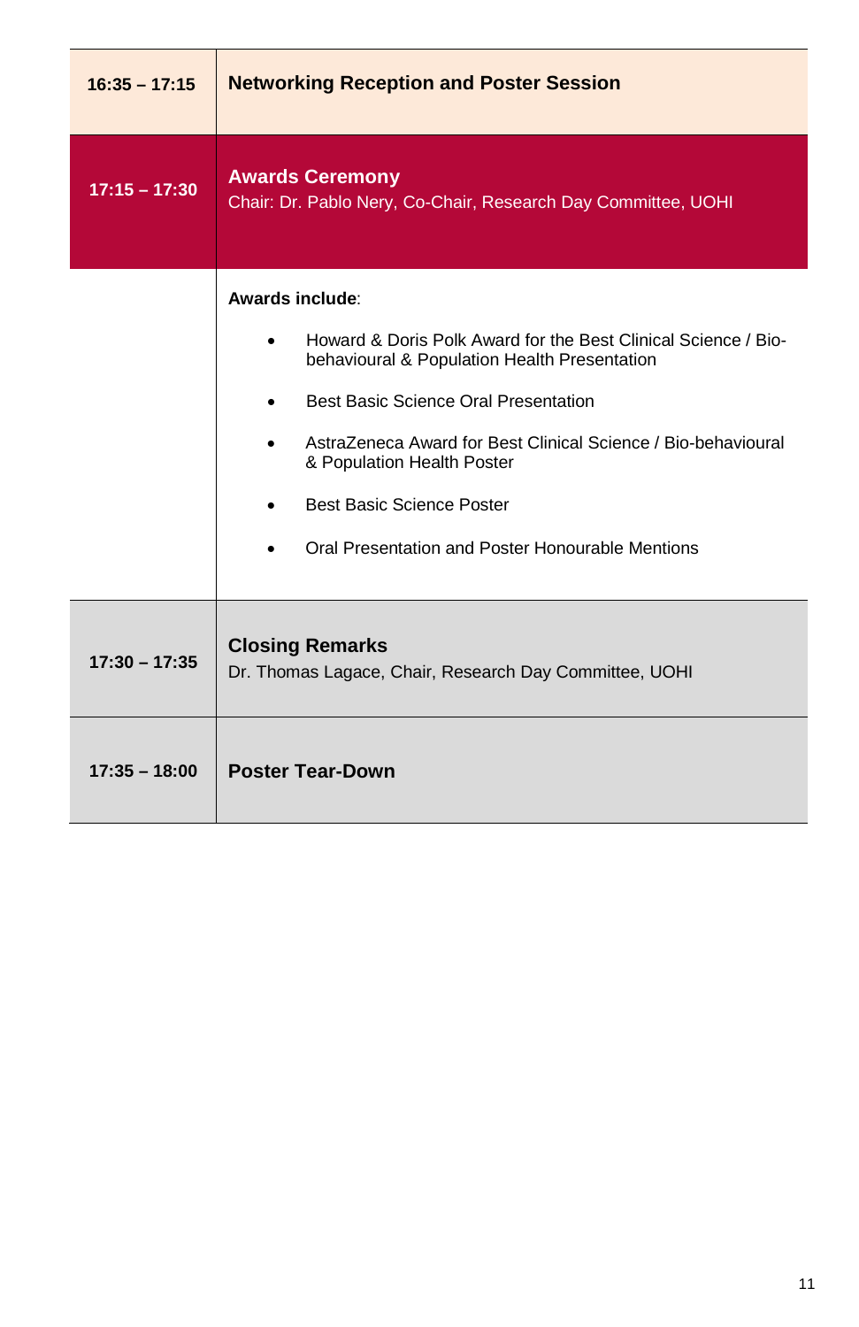| Time | Session |
| --- | --- |
| 16:35 – 17:15 | **Networking Reception and Poster Session** |
| 17:15 – 17:30 | **Awards Ceremony**<br>Chair: Dr. Pablo Nery, Co-Chair, Research Day Committee, UOHI |
| | **Awards include**:<br>• Howard & Doris Polk Award for the Best Clinical Science / Bio-behavioural & Population Health Presentation<br>• Best Basic Science Oral Presentation<br>• AstraZeneca Award for Best Clinical Science / Bio-behavioural & Population Health Poster<br>• Best Basic Science Poster<br>• Oral Presentation and Poster Honourable Mentions |
| 17:30 – 17:35 | **Closing Remarks**<br>Dr. Thomas Lagace, Chair, Research Day Committee, UOHI |
| 17:35 – 18:00 | **Poster Tear-Down** |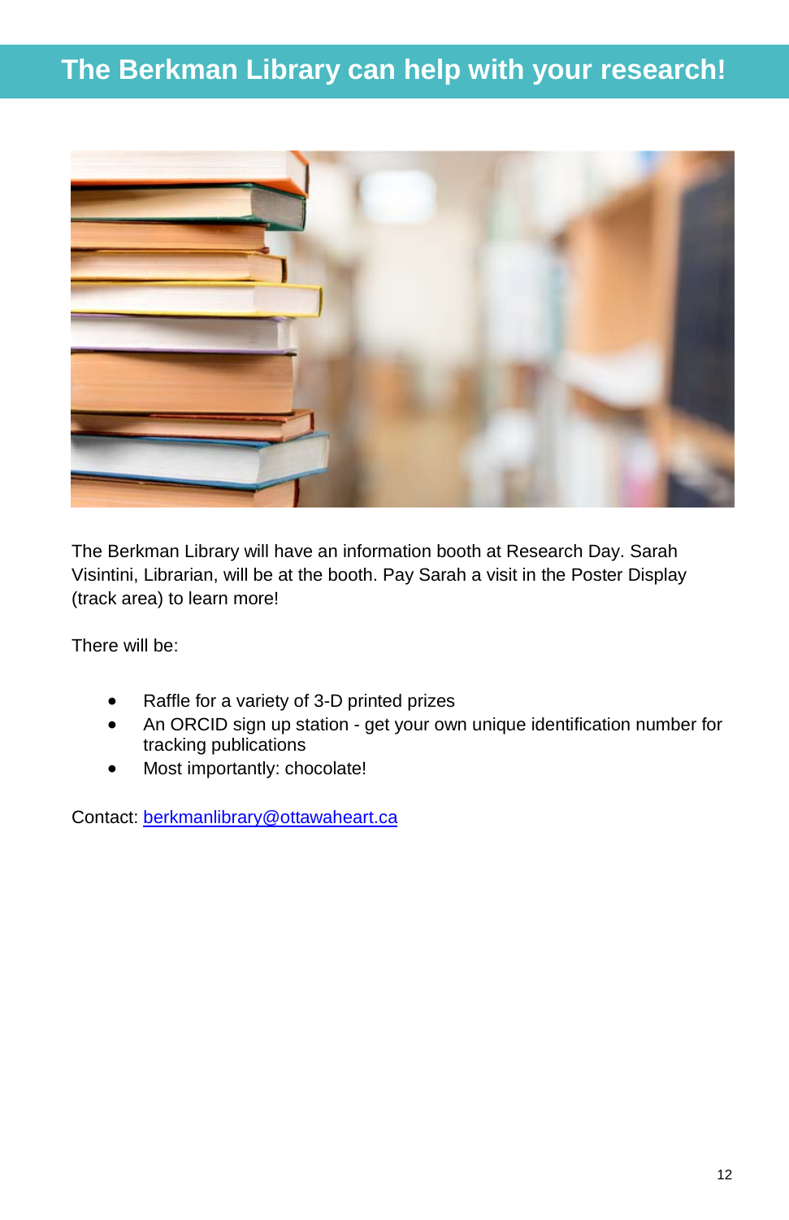# The Berkman Library can help with your research!

The Berkman Library will have an information booth at Research Day. Sarah Visintini, Librarian, will be at the booth. Pay Sarah a visit in the Poster Display (track area) to learn more!

There will be:

- Raffle for a variety of 3-D printed prizes
- An ORCID sign up station - get your own unique identification number for tracking publications
- Most importantly: chocolate!

Contact: berkmanlibrary@ottawaheart.ca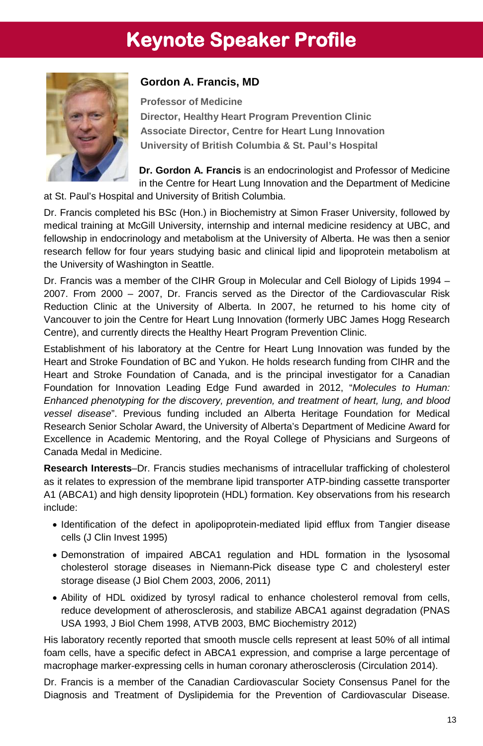# Keynote Speaker Profile

## Gordon A. Francis, MD

**Professor of Medicine**
**Director, Healthy Heart Program Prevention Clinic**
**Associate Director, Centre for Heart Lung Innovation**
**University of British Columbia & St. Paul's Hospital**

**Dr. Gordon A. Francis** is an endocrinologist and Professor of Medicine in the Centre for Heart Lung Innovation and the Department of Medicine at St. Paul's Hospital and University of British Columbia.

Dr. Francis completed his BSc (Hon.) in Biochemistry at Simon Fraser University, followed by medical training at McGill University, internship and internal medicine residency at UBC, and fellowship in endocrinology and metabolism at the University of Alberta. He was then a senior research fellow for four years studying basic and clinical lipid and lipoprotein metabolism at the University of Washington in Seattle.

Dr. Francis was a member of the CIHR Group in Molecular and Cell Biology of Lipids 1994 – 2007. From 2000 – 2007, Dr. Francis served as the Director of the Cardiovascular Risk Reduction Clinic at the University of Alberta. In 2007, he returned to his home city of Vancouver to join the Centre for Heart Lung Innovation (formerly UBC James Hogg Research Centre), and currently directs the Healthy Heart Program Prevention Clinic.

Establishment of his laboratory at the Centre for Heart Lung Innovation was funded by the Heart and Stroke Foundation of BC and Yukon. He holds research funding from CIHR and the Heart and Stroke Foundation of Canada, and is the principal investigator for a Canadian Foundation for Innovation Leading Edge Fund awarded in 2012, "*Molecules to Human: Enhanced phenotyping for the discovery, prevention, and treatment of heart, lung, and blood vessel disease*". Previous funding included an Alberta Heritage Foundation for Medical Research Senior Scholar Award, the University of Alberta's Department of Medicine Award for Excellence in Academic Mentoring, and the Royal College of Physicians and Surgeons of Canada Medal in Medicine.

**Research Interests**–Dr. Francis studies mechanisms of intracellular trafficking of cholesterol as it relates to expression of the membrane lipid transporter ATP-binding cassette transporter A1 (ABCA1) and high density lipoprotein (HDL) formation. Key observations from his research include:

- Identification of the defect in apolipoprotein-mediated lipid efflux from Tangier disease cells (J Clin Invest 1995)
- Demonstration of impaired ABCA1 regulation and HDL formation in the lysosomal cholesterol storage diseases in Niemann-Pick disease type C and cholesteryl ester storage disease (J Biol Chem 2003, 2006, 2011)
- Ability of HDL oxidized by tyrosyl radical to enhance cholesterol removal from cells, reduce development of atherosclerosis, and stabilize ABCA1 against degradation (PNAS USA 1993, J Biol Chem 1998, ATVB 2003, BMC Biochemistry 2012)

His laboratory recently reported that smooth muscle cells represent at least 50% of all intimal foam cells, have a specific defect in ABCA1 expression, and comprise a large percentage of macrophage marker-expressing cells in human coronary atherosclerosis (Circulation 2014).

Dr. Francis is a member of the Canadian Cardiovascular Society Consensus Panel for the Diagnosis and Treatment of Dyslipidemia for the Prevention of Cardiovascular Disease.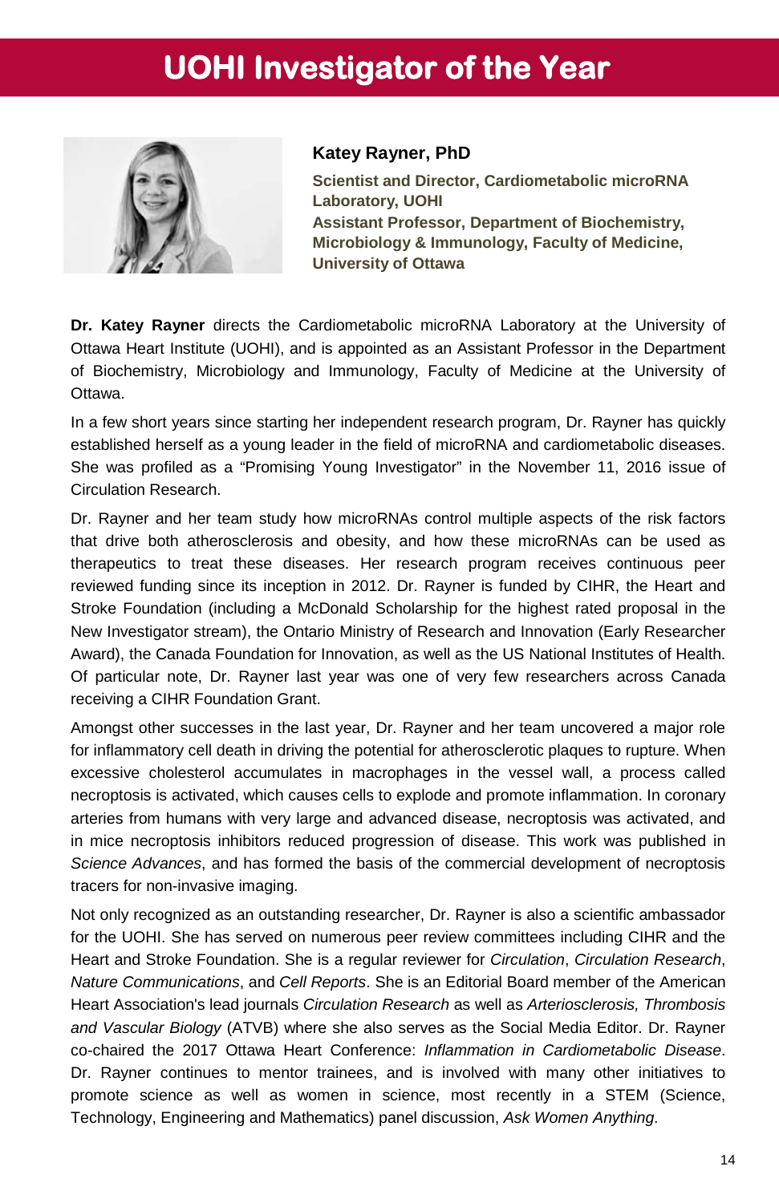# UOHI Investigator of the Year

**Katey Rayner, PhD**

**Scientist and Director, Cardiometabolic microRNA Laboratory, UOHI**
**Assistant Professor, Department of Biochemistry, Microbiology & Immunology, Faculty of Medicine, University of Ottawa**

**Dr. Katey Rayner** directs the Cardiometabolic microRNA Laboratory at the University of Ottawa Heart Institute (UOHI), and is appointed as an Assistant Professor in the Department of Biochemistry, Microbiology and Immunology, Faculty of Medicine at the University of Ottawa.

In a few short years since starting her independent research program, Dr. Rayner has quickly established herself as a young leader in the field of microRNA and cardiometabolic diseases. She was profiled as a "Promising Young Investigator" in the November 11, 2016 issue of Circulation Research.

Dr. Rayner and her team study how microRNAs control multiple aspects of the risk factors that drive both atherosclerosis and obesity, and how these microRNAs can be used as therapeutics to treat these diseases. Her research program receives continuous peer reviewed funding since its inception in 2012. Dr. Rayner is funded by CIHR, the Heart and Stroke Foundation (including a McDonald Scholarship for the highest rated proposal in the New Investigator stream), the Ontario Ministry of Research and Innovation (Early Researcher Award), the Canada Foundation for Innovation, as well as the US National Institutes of Health. Of particular note, Dr. Rayner last year was one of very few researchers across Canada receiving a CIHR Foundation Grant.

Amongst other successes in the last year, Dr. Rayner and her team uncovered a major role for inflammatory cell death in driving the potential for atherosclerotic plaques to rupture. When excessive cholesterol accumulates in macrophages in the vessel wall, a process called necroptosis is activated, which causes cells to explode and promote inflammation. In coronary arteries from humans with very large and advanced disease, necroptosis was activated, and in mice necroptosis inhibitors reduced progression of disease. This work was published in *Science Advances*, and has formed the basis of the commercial development of necroptosis tracers for non-invasive imaging.

Not only recognized as an outstanding researcher, Dr. Rayner is also a scientific ambassador for the UOHI. She has served on numerous peer review committees including CIHR and the Heart and Stroke Foundation. She is a regular reviewer for *Circulation*, *Circulation Research*, *Nature Communications*, and *Cell Reports*. She is an Editorial Board member of the American Heart Association's lead journals *Circulation Research* as well as *Arteriosclerosis, Thrombosis and Vascular Biology* (ATVB) where she also serves as the Social Media Editor. Dr. Rayner co-chaired the 2017 Ottawa Heart Conference: *Inflammation in Cardiometabolic Disease*. Dr. Rayner continues to mentor trainees, and is involved with many other initiatives to promote science as well as women in science, most recently in a STEM (Science, Technology, Engineering and Mathematics) panel discussion, *Ask Women Anything*.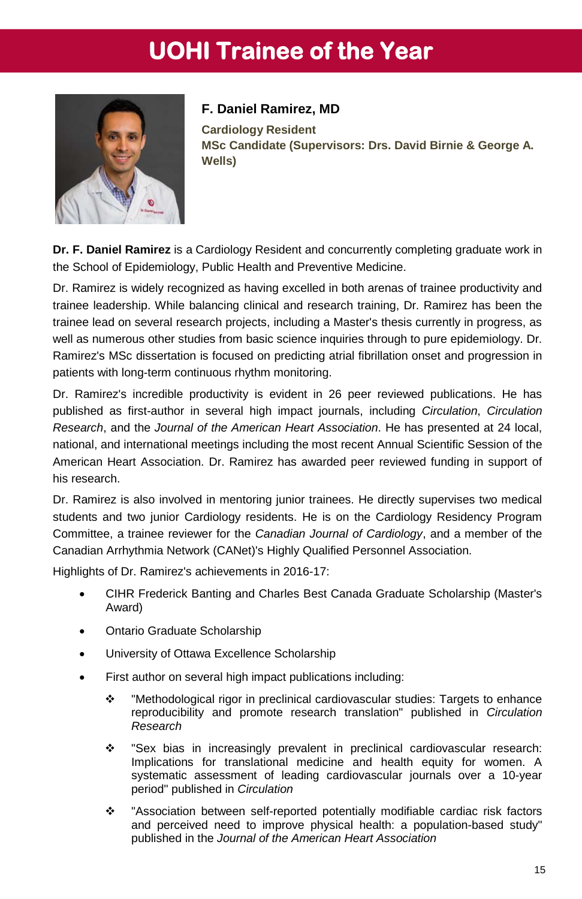# UOHI Trainee of the Year

**F. Daniel Ramirez, MD**

**Cardiology Resident**
**MSc Candidate (Supervisors: Drs. David Birnie & George A. Wells)**

**Dr. F. Daniel Ramirez** is a Cardiology Resident and concurrently completing graduate work in the School of Epidemiology, Public Health and Preventive Medicine.

Dr. Ramirez is widely recognized as having excelled in both arenas of trainee productivity and trainee leadership. While balancing clinical and research training, Dr. Ramirez has been the trainee lead on several research projects, including a Master's thesis currently in progress, as well as numerous other studies from basic science inquiries through to pure epidemiology. Dr. Ramirez's MSc dissertation is focused on predicting atrial fibrillation onset and progression in patients with long-term continuous rhythm monitoring.

Dr. Ramirez's incredible productivity is evident in 26 peer reviewed publications. He has published as first-author in several high impact journals, including *Circulation*, *Circulation Research*, and the *Journal of the American Heart Association*. He has presented at 24 local, national, and international meetings including the most recent Annual Scientific Session of the American Heart Association. Dr. Ramirez has awarded peer reviewed funding in support of his research.

Dr. Ramirez is also involved in mentoring junior trainees. He directly supervises two medical students and two junior Cardiology residents. He is on the Cardiology Residency Program Committee, a trainee reviewer for the *Canadian Journal of Cardiology*, and a member of the Canadian Arrhythmia Network (CANet)'s Highly Qualified Personnel Association.

Highlights of Dr. Ramirez's achievements in 2016-17:

- CIHR Frederick Banting and Charles Best Canada Graduate Scholarship (Master's Award)
- Ontario Graduate Scholarship
- University of Ottawa Excellence Scholarship
- First author on several high impact publications including:
  - "Methodological rigor in preclinical cardiovascular studies: Targets to enhance reproducibility and promote research translation" published in *Circulation Research*
  - "Sex bias in increasingly prevalent in preclinical cardiovascular research: Implications for translational medicine and health equity for women. A systematic assessment of leading cardiovascular journals over a 10-year period" published in *Circulation*
  - "Association between self-reported potentially modifiable cardiac risk factors and perceived need to improve physical health: a population-based study" published in the *Journal of the American Heart Association*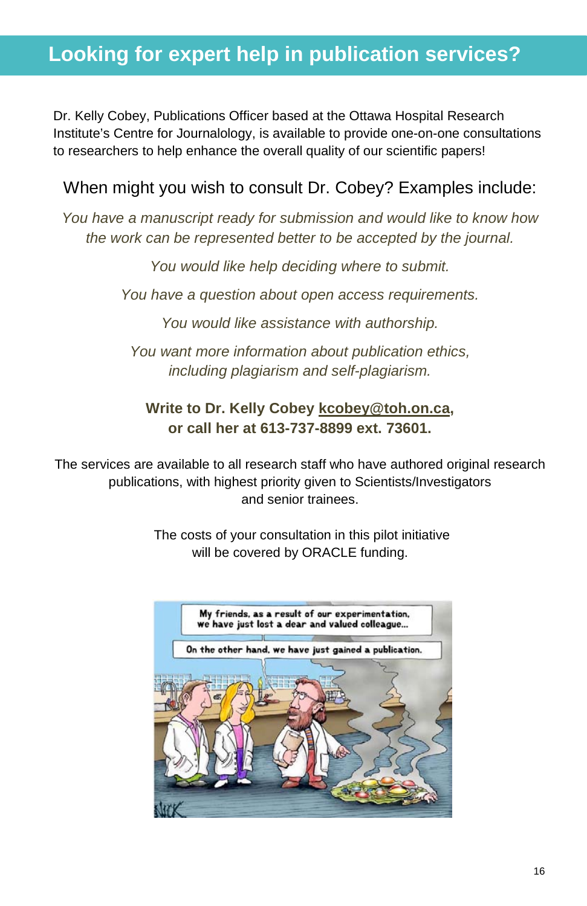# Looking for expert help in publication services?

Dr. Kelly Cobey, Publications Officer based at the Ottawa Hospital Research Institute's Centre for Journalology, is available to provide one-on-one consultations to researchers to help enhance the overall quality of our scientific papers!

## When might you wish to consult Dr. Cobey? Examples include:

*You have a manuscript ready for submission and would like to know how the work can be represented better to be accepted by the journal.*

*You would like help deciding where to submit.*

*You have a question about open access requirements.*

*You would like assistance with authorship.*

*You want more information about publication ethics, including plagiarism and self-plagiarism.*

**Write to Dr. Kelly Cobey kcobey@toh.on.ca, or call her at 613-737-8899 ext. 73601.**

The services are available to all research staff who have authored original research publications, with highest priority given to Scientists/Investigators and senior trainees.

The costs of your consultation in this pilot initiative will be covered by ORACLE funding.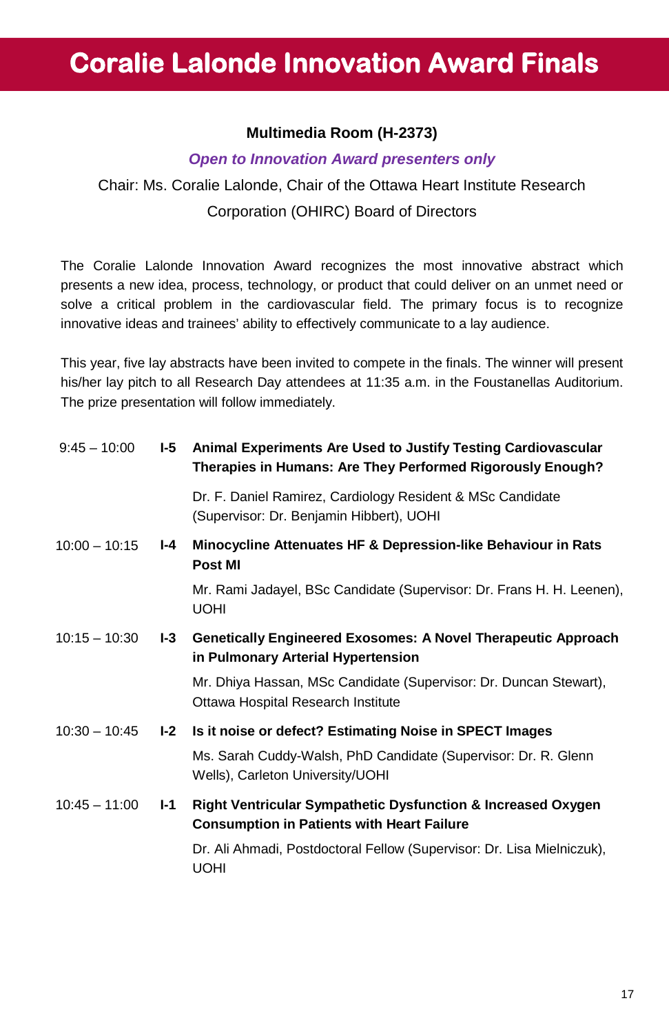# Coralie Lalonde Innovation Award Finals

**Multimedia Room (H-2373)**

***Open to Innovation Award presenters only***

Chair: Ms. Coralie Lalonde, Chair of the Ottawa Heart Institute Research Corporation (OHIRC) Board of Directors

The Coralie Lalonde Innovation Award recognizes the most innovative abstract which presents a new idea, process, technology, or product that could deliver on an unmet need or solve a critical problem in the cardiovascular field. The primary focus is to recognize innovative ideas and trainees' ability to effectively communicate to a lay audience.

This year, five lay abstracts have been invited to compete in the finals. The winner will present his/her lay pitch to all Research Day attendees at 11:35 a.m. in the Foustanellas Auditorium. The prize presentation will follow immediately.

9:45 – 10:00 **I-5** **Animal Experiments Are Used to Justify Testing Cardiovascular Therapies in Humans: Are They Performed Rigorously Enough?**

Dr. F. Daniel Ramirez, Cardiology Resident & MSc Candidate (Supervisor: Dr. Benjamin Hibbert), UOHI

10:00 – 10:15 **I-4** **Minocycline Attenuates HF & Depression-like Behaviour in Rats Post MI**

Mr. Rami Jadayel, BSc Candidate (Supervisor: Dr. Frans H. H. Leenen), UOHI

10:15 – 10:30 **I-3** **Genetically Engineered Exosomes: A Novel Therapeutic Approach in Pulmonary Arterial Hypertension**

Mr. Dhiya Hassan, MSc Candidate (Supervisor: Dr. Duncan Stewart), Ottawa Hospital Research Institute

10:30 – 10:45 **I-2** **Is it noise or defect? Estimating Noise in SPECT Images**

Ms. Sarah Cuddy-Walsh, PhD Candidate (Supervisor: Dr. R. Glenn Wells), Carleton University/UOHI

10:45 – 11:00 **I-1** **Right Ventricular Sympathetic Dysfunction & Increased Oxygen Consumption in Patients with Heart Failure**

Dr. Ali Ahmadi, Postdoctoral Fellow (Supervisor: Dr. Lisa Mielniczuk), UOHI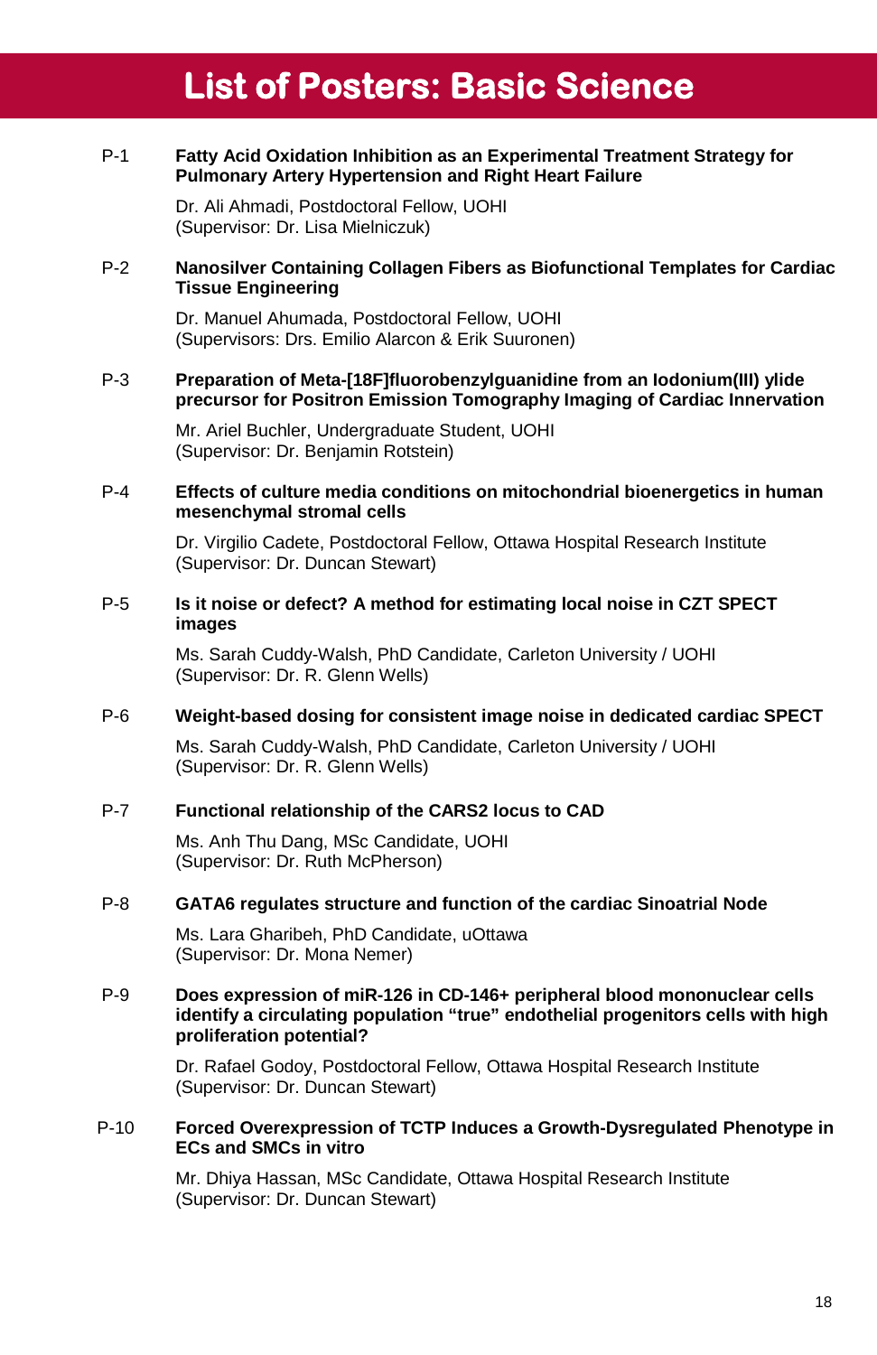# List of Posters: Basic Science

**P-1 Fatty Acid Oxidation Inhibition as an Experimental Treatment Strategy for Pulmonary Artery Hypertension and Right Heart Failure**

Dr. Ali Ahmadi, Postdoctoral Fellow, UOHI
(Supervisor: Dr. Lisa Mielniczuk)

**P-2 Nanosilver Containing Collagen Fibers as Biofunctional Templates for Cardiac Tissue Engineering**

Dr. Manuel Ahumada, Postdoctoral Fellow, UOHI
(Supervisors: Drs. Emilio Alarcon & Erik Suuronen)

**P-3 Preparation of Meta-[18F]fluorobenzylguanidine from an Iodonium(III) ylide precursor for Positron Emission Tomography Imaging of Cardiac Innervation**

Mr. Ariel Buchler, Undergraduate Student, UOHI
(Supervisor: Dr. Benjamin Rotstein)

**P-4 Effects of culture media conditions on mitochondrial bioenergetics in human mesenchymal stromal cells**

Dr. Virgilio Cadete, Postdoctoral Fellow, Ottawa Hospital Research Institute
(Supervisor: Dr. Duncan Stewart)

**P-5 Is it noise or defect? A method for estimating local noise in CZT SPECT images**

Ms. Sarah Cuddy-Walsh, PhD Candidate, Carleton University / UOHI
(Supervisor: Dr. R. Glenn Wells)

**P-6 Weight-based dosing for consistent image noise in dedicated cardiac SPECT**

Ms. Sarah Cuddy-Walsh, PhD Candidate, Carleton University / UOHI
(Supervisor: Dr. R. Glenn Wells)

**P-7 Functional relationship of the CARS2 locus to CAD**

Ms. Anh Thu Dang, MSc Candidate, UOHI
(Supervisor: Dr. Ruth McPherson)

**P-8 GATA6 regulates structure and function of the cardiac Sinoatrial Node**

Ms. Lara Gharibeh, PhD Candidate, uOttawa
(Supervisor: Dr. Mona Nemer)

**P-9 Does expression of miR-126 in CD-146+ peripheral blood mononuclear cells identify a circulating population “true” endothelial progenitors cells with high proliferation potential?**

Dr. Rafael Godoy, Postdoctoral Fellow, Ottawa Hospital Research Institute
(Supervisor: Dr. Duncan Stewart)

**P-10 Forced Overexpression of TCTP Induces a Growth-Dysregulated Phenotype in ECs and SMCs in vitro**

Mr. Dhiya Hassan, MSc Candidate, Ottawa Hospital Research Institute
(Supervisor: Dr. Duncan Stewart)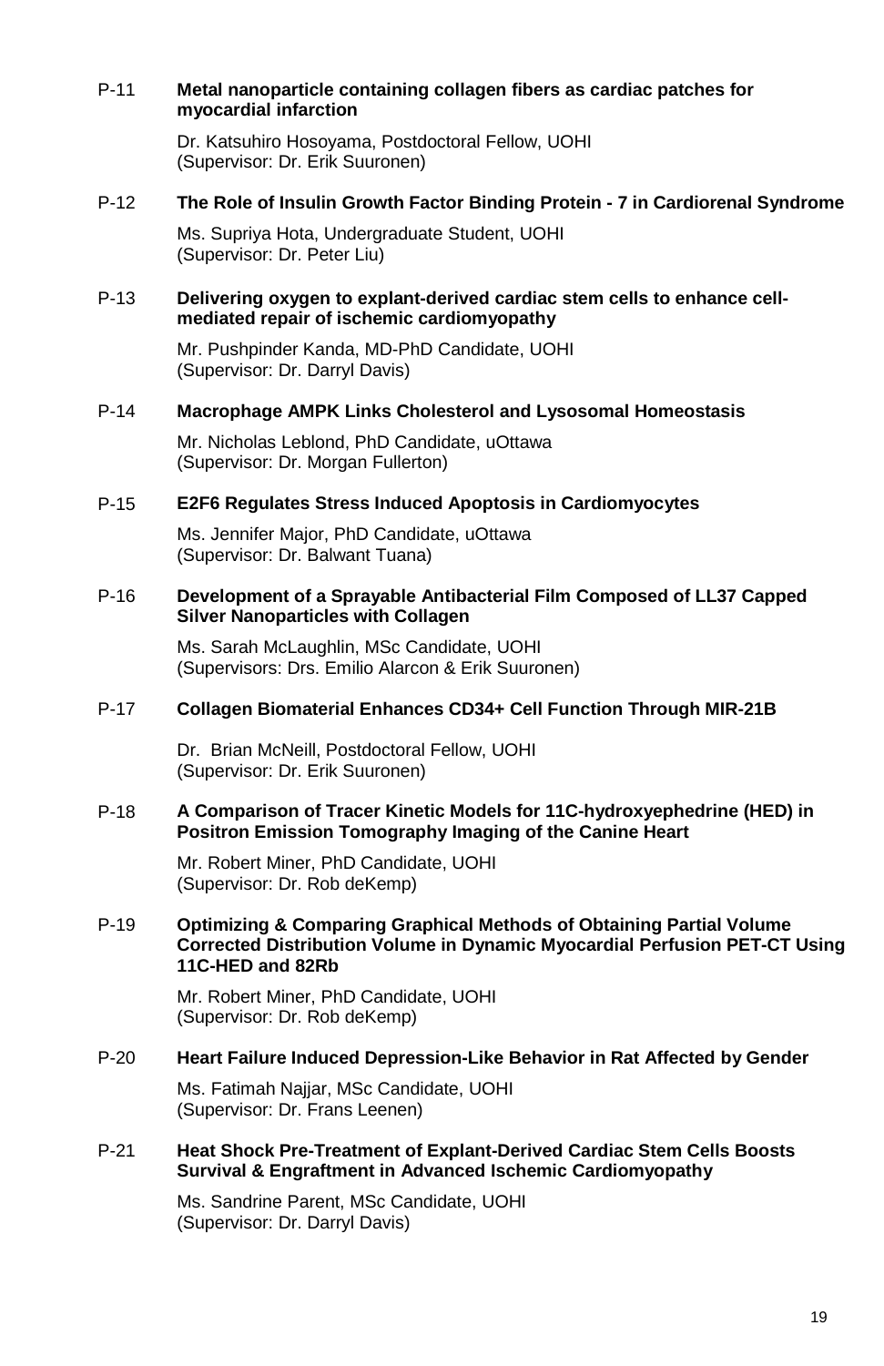P-11 **Metal nanoparticle containing collagen fibers as cardiac patches for myocardial infarction**

Dr. Katsuhiro Hosoyama, Postdoctoral Fellow, UOHI
(Supervisor: Dr. Erik Suuronen)

P-12 **The Role of Insulin Growth Factor Binding Protein - 7 in Cardiorenal Syndrome**

Ms. Supriya Hota, Undergraduate Student, UOHI
(Supervisor: Dr. Peter Liu)

P-13 **Delivering oxygen to explant-derived cardiac stem cells to enhance cell-mediated repair of ischemic cardiomyopathy**

Mr. Pushpinder Kanda, MD-PhD Candidate, UOHI
(Supervisor: Dr. Darryl Davis)

P-14 **Macrophage AMPK Links Cholesterol and Lysosomal Homeostasis**

Mr. Nicholas Leblond, PhD Candidate, uOttawa
(Supervisor: Dr. Morgan Fullerton)

P-15 **E2F6 Regulates Stress Induced Apoptosis in Cardiomyocytes**

Ms. Jennifer Major, PhD Candidate, uOttawa
(Supervisor: Dr. Balwant Tuana)

P-16 **Development of a Sprayable Antibacterial Film Composed of LL37 Capped Silver Nanoparticles with Collagen**

Ms. Sarah McLaughlin, MSc Candidate, UOHI
(Supervisors: Drs. Emilio Alarcon & Erik Suuronen)

P-17 **Collagen Biomaterial Enhances CD34+ Cell Function Through MIR-21B**

Dr. Brian McNeill, Postdoctoral Fellow, UOHI
(Supervisor: Dr. Erik Suuronen)

P-18 **A Comparison of Tracer Kinetic Models for 11C-hydroxyephedrine (HED) in Positron Emission Tomography Imaging of the Canine Heart**

Mr. Robert Miner, PhD Candidate, UOHI
(Supervisor: Dr. Rob deKemp)

P-19 **Optimizing & Comparing Graphical Methods of Obtaining Partial Volume Corrected Distribution Volume in Dynamic Myocardial Perfusion PET-CT Using 11C-HED and 82Rb**

Mr. Robert Miner, PhD Candidate, UOHI
(Supervisor: Dr. Rob deKemp)

P-20 **Heart Failure Induced Depression-Like Behavior in Rat Affected by Gender**

Ms. Fatimah Najjar, MSc Candidate, UOHI
(Supervisor: Dr. Frans Leenen)

P-21 **Heat Shock Pre-Treatment of Explant-Derived Cardiac Stem Cells Boosts Survival & Engraftment in Advanced Ischemic Cardiomyopathy**

Ms. Sandrine Parent, MSc Candidate, UOHI
(Supervisor: Dr. Darryl Davis)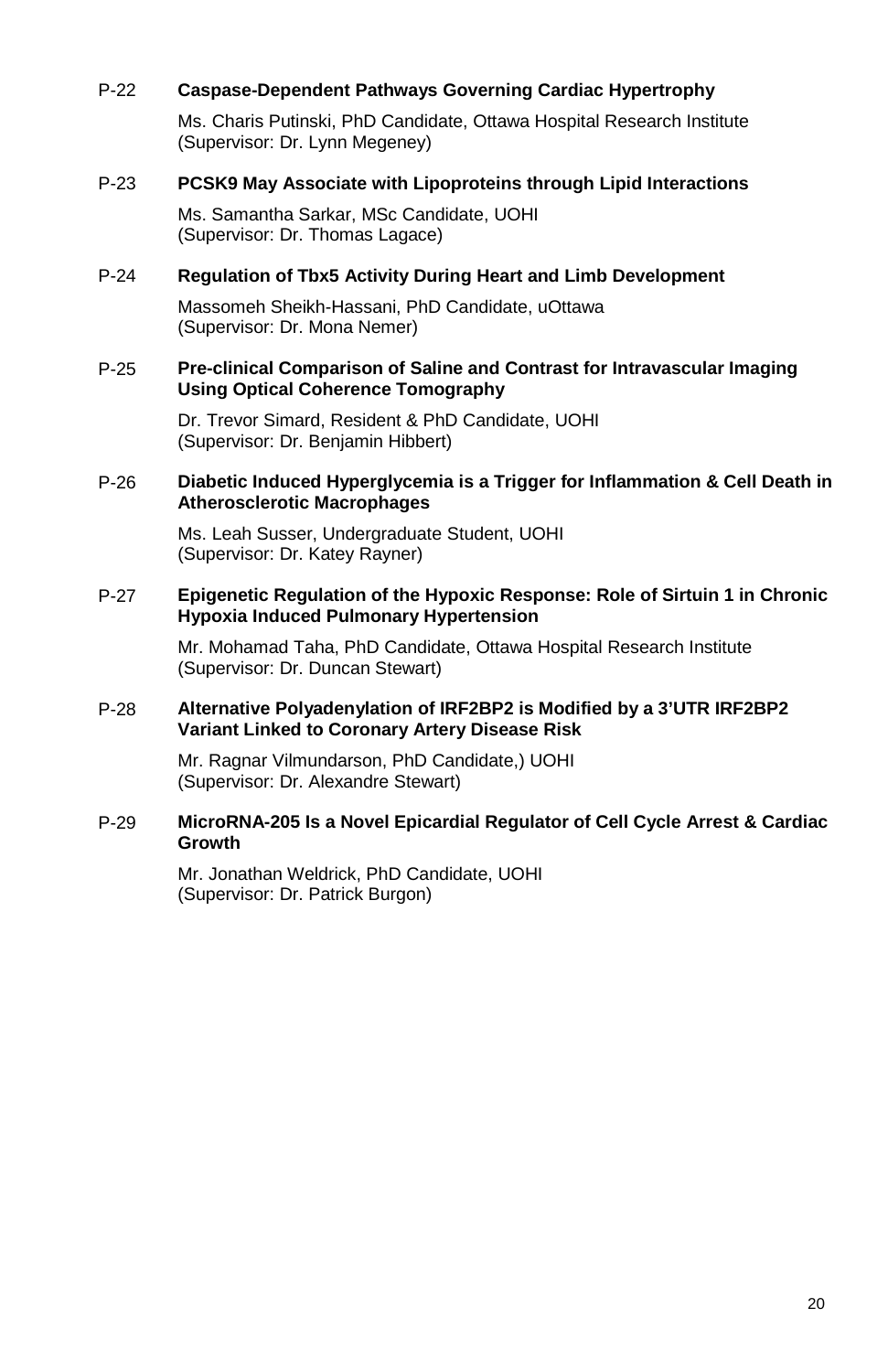P-22 **Caspase-Dependent Pathways Governing Cardiac Hypertrophy**

Ms. Charis Putinski, PhD Candidate, Ottawa Hospital Research Institute
(Supervisor: Dr. Lynn Megeney)

P-23 **PCSK9 May Associate with Lipoproteins through Lipid Interactions**

Ms. Samantha Sarkar, MSc Candidate, UOHI
(Supervisor: Dr. Thomas Lagace)

P-24 **Regulation of Tbx5 Activity During Heart and Limb Development**

Massomeh Sheikh-Hassani, PhD Candidate, uOttawa
(Supervisor: Dr. Mona Nemer)

P-25 **Pre-clinical Comparison of Saline and Contrast for Intravascular Imaging Using Optical Coherence Tomography**

Dr. Trevor Simard, Resident & PhD Candidate, UOHI
(Supervisor: Dr. Benjamin Hibbert)

P-26 **Diabetic Induced Hyperglycemia is a Trigger for Inflammation & Cell Death in Atherosclerotic Macrophages**

Ms. Leah Susser, Undergraduate Student, UOHI
(Supervisor: Dr. Katey Rayner)

P-27 **Epigenetic Regulation of the Hypoxic Response: Role of Sirtuin 1 in Chronic Hypoxia Induced Pulmonary Hypertension**

Mr. Mohamad Taha, PhD Candidate, Ottawa Hospital Research Institute
(Supervisor: Dr. Duncan Stewart)

P-28 **Alternative Polyadenylation of IRF2BP2 is Modified by a 3'UTR IRF2BP2 Variant Linked to Coronary Artery Disease Risk**

Mr. Ragnar Vilmundarson, PhD Candidate,) UOHI
(Supervisor: Dr. Alexandre Stewart)

P-29 **MicroRNA-205 Is a Novel Epicardial Regulator of Cell Cycle Arrest & Cardiac Growth**

Mr. Jonathan Weldrick, PhD Candidate, UOHI
(Supervisor: Dr. Patrick Burgon)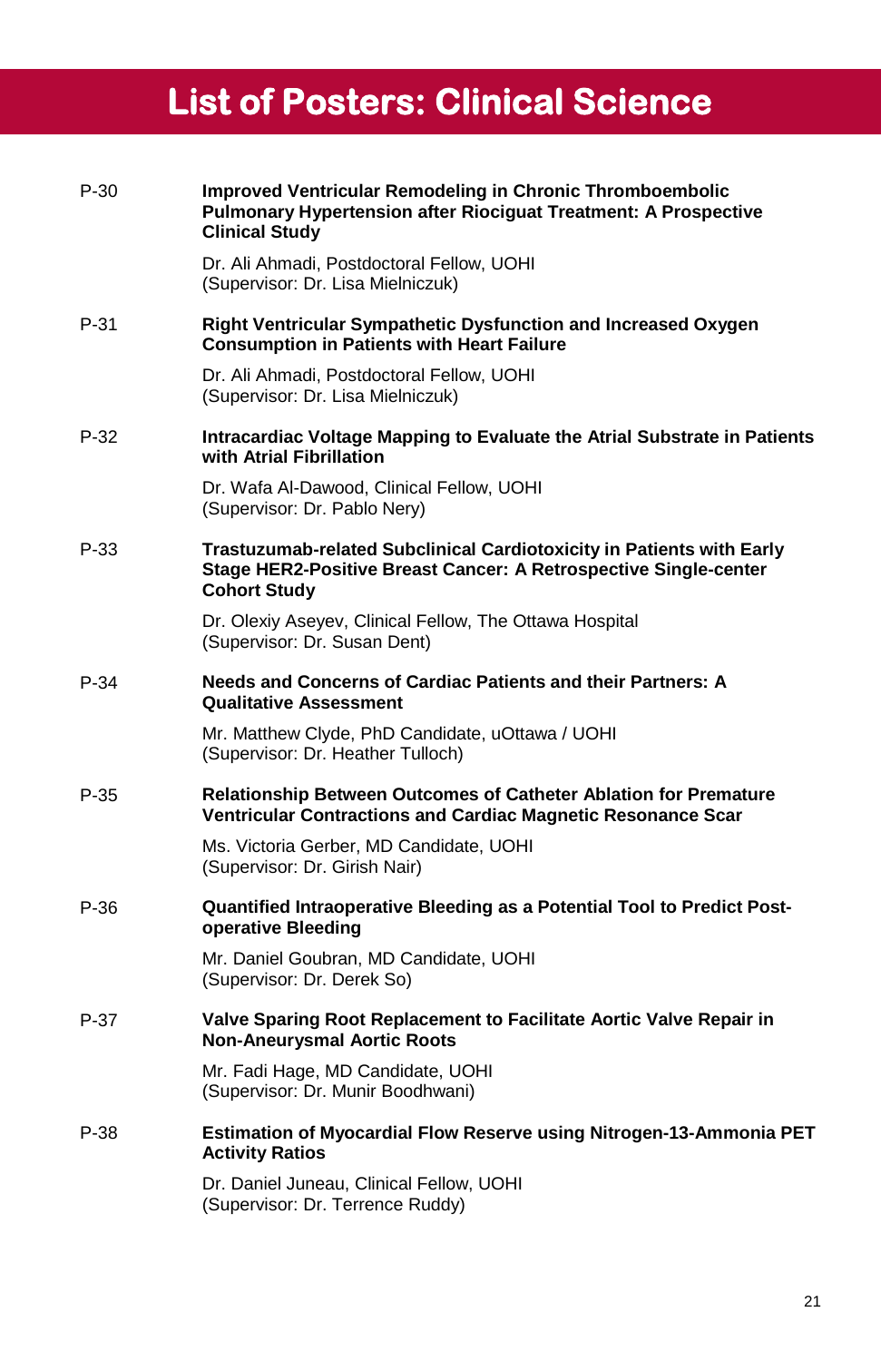# List of Posters: Clinical Science

P-30 **Improved Ventricular Remodeling in Chronic Thromboembolic Pulmonary Hypertension after Riociguat Treatment: A Prospective Clinical Study**

Dr. Ali Ahmadi, Postdoctoral Fellow, UOHI
(Supervisor: Dr. Lisa Mielniczuk)

P-31 **Right Ventricular Sympathetic Dysfunction and Increased Oxygen Consumption in Patients with Heart Failure**

Dr. Ali Ahmadi, Postdoctoral Fellow, UOHI
(Supervisor: Dr. Lisa Mielniczuk)

P-32 **Intracardiac Voltage Mapping to Evaluate the Atrial Substrate in Patients with Atrial Fibrillation**

Dr. Wafa Al-Dawood, Clinical Fellow, UOHI
(Supervisor: Dr. Pablo Nery)

P-33 **Trastuzumab-related Subclinical Cardiotoxicity in Patients with Early Stage HER2-Positive Breast Cancer: A Retrospective Single-center Cohort Study**

Dr. Olexiy Aseyev, Clinical Fellow, The Ottawa Hospital
(Supervisor: Dr. Susan Dent)

P-34 **Needs and Concerns of Cardiac Patients and their Partners: A Qualitative Assessment**

Mr. Matthew Clyde, PhD Candidate, uOttawa / UOHI
(Supervisor: Dr. Heather Tulloch)

P-35 **Relationship Between Outcomes of Catheter Ablation for Premature Ventricular Contractions and Cardiac Magnetic Resonance Scar**

Ms. Victoria Gerber, MD Candidate, UOHI
(Supervisor: Dr. Girish Nair)

P-36 **Quantified Intraoperative Bleeding as a Potential Tool to Predict Post-operative Bleeding**

Mr. Daniel Goubran, MD Candidate, UOHI
(Supervisor: Dr. Derek So)

P-37 **Valve Sparing Root Replacement to Facilitate Aortic Valve Repair in Non-Aneurysmal Aortic Roots**

Mr. Fadi Hage, MD Candidate, UOHI
(Supervisor: Dr. Munir Boodhwani)

P-38 **Estimation of Myocardial Flow Reserve using Nitrogen-13-Ammonia PET Activity Ratios**

Dr. Daniel Juneau, Clinical Fellow, UOHI
(Supervisor: Dr. Terrence Ruddy)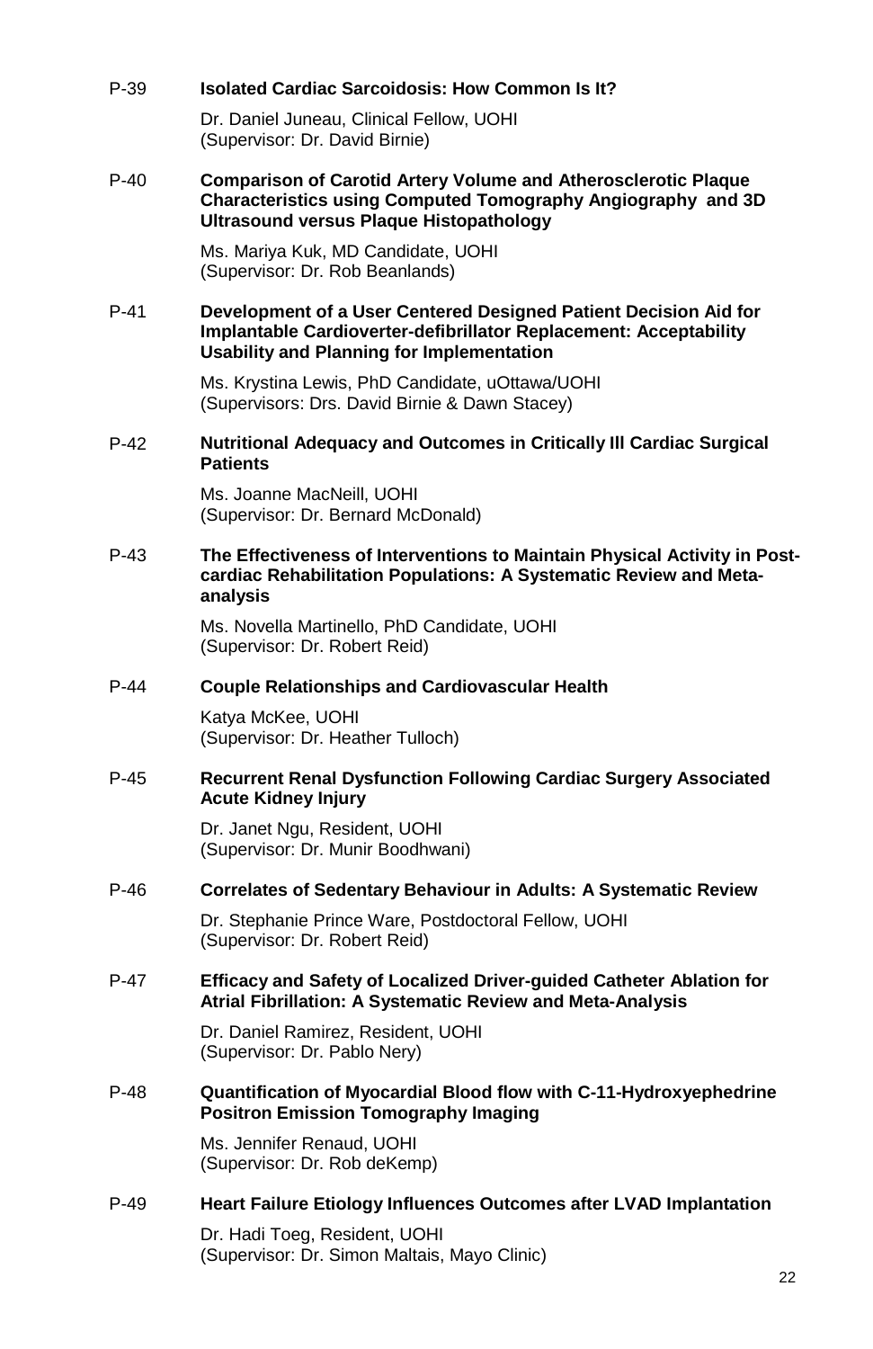P-39 **Isolated Cardiac Sarcoidosis: How Common Is It?**

Dr. Daniel Juneau, Clinical Fellow, UOHI
(Supervisor: Dr. David Birnie)

P-40 **Comparison of Carotid Artery Volume and Atherosclerotic Plaque Characteristics using Computed Tomography Angiography and 3D Ultrasound versus Plaque Histopathology**

Ms. Mariya Kuk, MD Candidate, UOHI
(Supervisor: Dr. Rob Beanlands)

P-41 **Development of a User Centered Designed Patient Decision Aid for Implantable Cardioverter-defibrillator Replacement: Acceptability Usability and Planning for Implementation**

Ms. Krystina Lewis, PhD Candidate, uOttawa/UOHI
(Supervisors: Drs. David Birnie & Dawn Stacey)

P-42 **Nutritional Adequacy and Outcomes in Critically Ill Cardiac Surgical Patients**

Ms. Joanne MacNeill, UOHI
(Supervisor: Dr. Bernard McDonald)

P-43 **The Effectiveness of Interventions to Maintain Physical Activity in Post-cardiac Rehabilitation Populations: A Systematic Review and Meta-analysis**

Ms. Novella Martinello, PhD Candidate, UOHI
(Supervisor: Dr. Robert Reid)

P-44 **Couple Relationships and Cardiovascular Health**

Katya McKee, UOHI
(Supervisor: Dr. Heather Tulloch)

P-45 **Recurrent Renal Dysfunction Following Cardiac Surgery Associated Acute Kidney Injury**

Dr. Janet Ngu, Resident, UOHI
(Supervisor: Dr. Munir Boodhwani)

P-46 **Correlates of Sedentary Behaviour in Adults: A Systematic Review**

Dr. Stephanie Prince Ware, Postdoctoral Fellow, UOHI
(Supervisor: Dr. Robert Reid)

P-47 **Efficacy and Safety of Localized Driver-guided Catheter Ablation for Atrial Fibrillation: A Systematic Review and Meta-Analysis**

Dr. Daniel Ramirez, Resident, UOHI
(Supervisor: Dr. Pablo Nery)

P-48 **Quantification of Myocardial Blood flow with C-11-Hydroxyephedrine Positron Emission Tomography Imaging**

Ms. Jennifer Renaud, UOHI
(Supervisor: Dr. Rob deKemp)

P-49 **Heart Failure Etiology Influences Outcomes after LVAD Implantation**

Dr. Hadi Toeg, Resident, UOHI
(Supervisor: Dr. Simon Maltais, Mayo Clinic)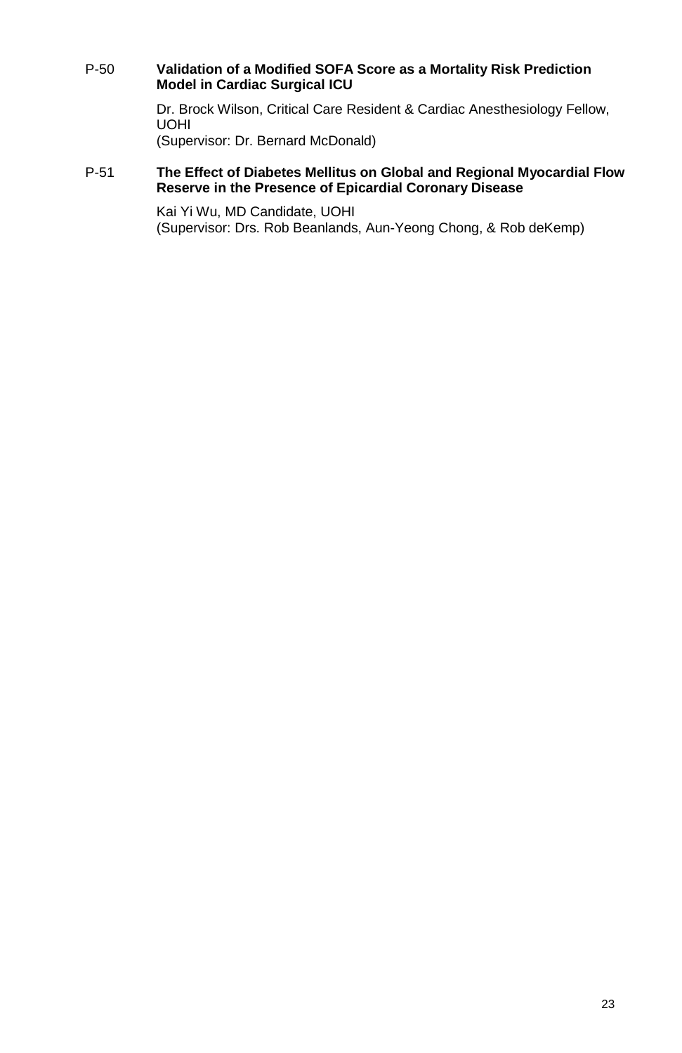P-50 **Validation of a Modified SOFA Score as a Mortality Risk Prediction Model in Cardiac Surgical ICU**

Dr. Brock Wilson, Critical Care Resident & Cardiac Anesthesiology Fellow, UOHI
(Supervisor: Dr. Bernard McDonald)

P-51 **The Effect of Diabetes Mellitus on Global and Regional Myocardial Flow Reserve in the Presence of Epicardial Coronary Disease**

Kai Yi Wu, MD Candidate, UOHI
(Supervisor: Drs. Rob Beanlands, Aun-Yeong Chong, & Rob deKemp)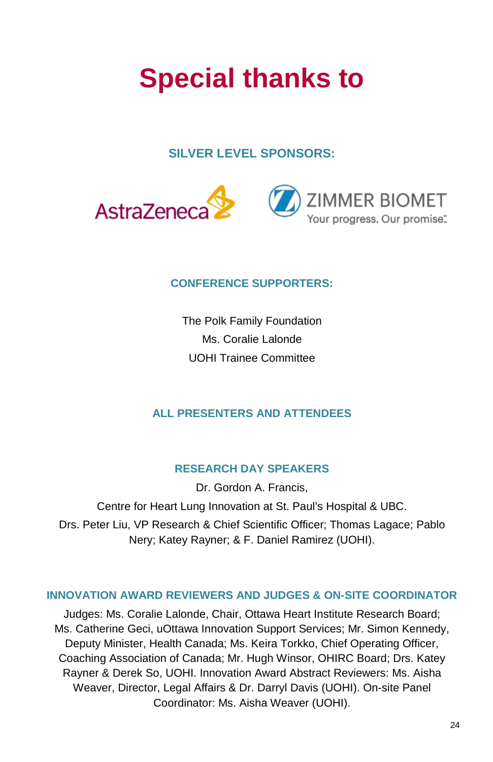# Special thanks to

## SILVER LEVEL SPONSORS:

AstraZeneca

ZIMMER BIOMET
Your progress. Our promise.™

## CONFERENCE SUPPORTERS:

The Polk Family Foundation
Ms. Coralie Lalonde
UOHI Trainee Committee

## ALL PRESENTERS AND ATTENDEES

## RESEARCH DAY SPEAKERS

Dr. Gordon A. Francis,
Centre for Heart Lung Innovation at St. Paul's Hospital & UBC.
Drs. Peter Liu, VP Research & Chief Scientific Officer; Thomas Lagace; Pablo Nery; Katey Rayner; & F. Daniel Ramirez (UOHI).

## INNOVATION AWARD REVIEWERS AND JUDGES & ON-SITE COORDINATOR

Judges: Ms. Coralie Lalonde, Chair, Ottawa Heart Institute Research Board; Ms. Catherine Geci, uOttawa Innovation Support Services; Mr. Simon Kennedy, Deputy Minister, Health Canada; Ms. Keira Torkko, Chief Operating Officer, Coaching Association of Canada; Mr. Hugh Winsor, OHIRC Board; Drs. Katey Rayner & Derek So, UOHI. Innovation Award Abstract Reviewers: Ms. Aisha Weaver, Director, Legal Affairs & Dr. Darryl Davis (UOHI). On-site Panel Coordinator: Ms. Aisha Weaver (UOHI).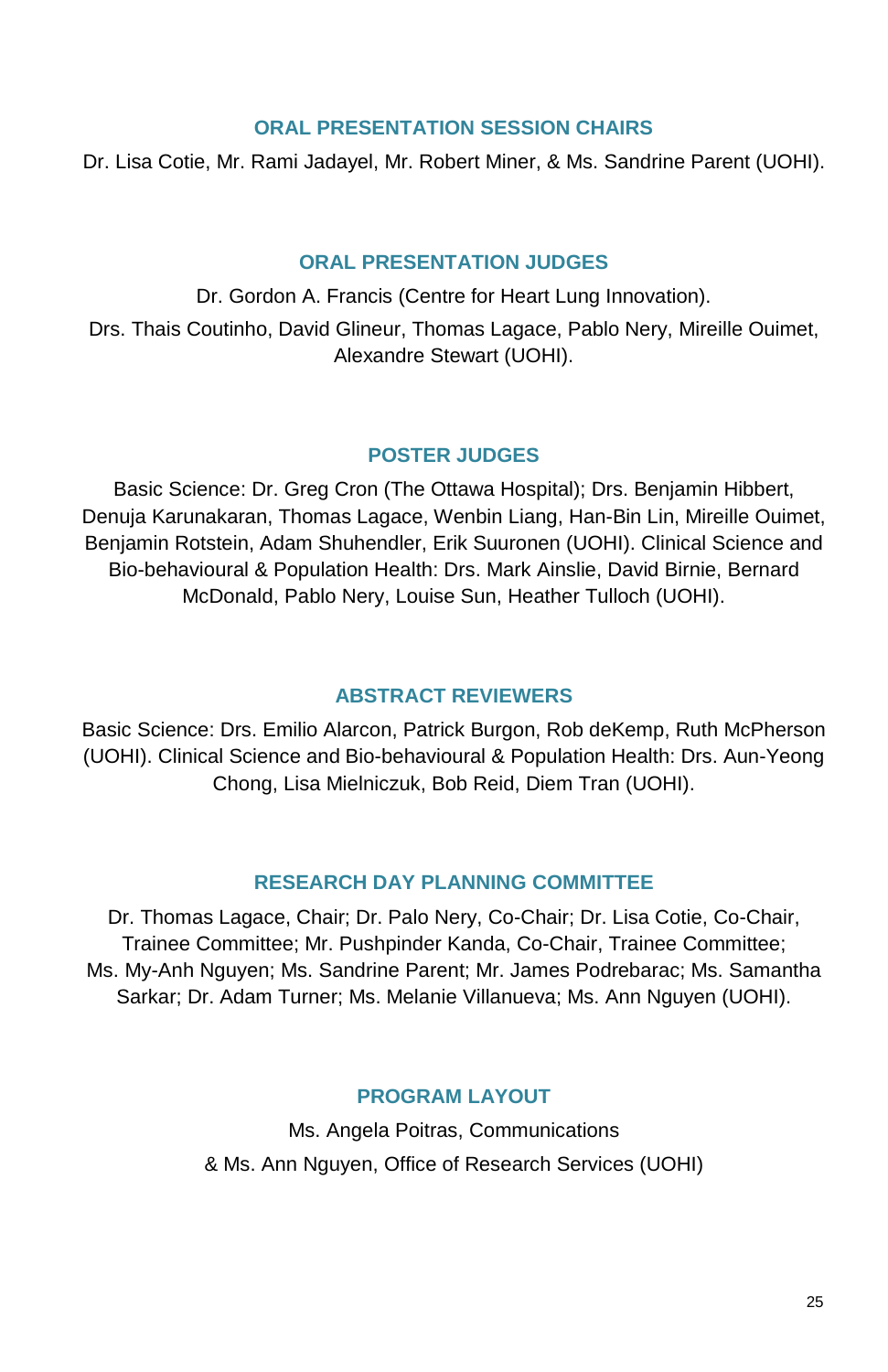## ORAL PRESENTATION SESSION CHAIRS

Dr. Lisa Cotie, Mr. Rami Jadayel, Mr. Robert Miner, & Ms. Sandrine Parent (UOHI).

## ORAL PRESENTATION JUDGES

Dr. Gordon A. Francis (Centre for Heart Lung Innovation).

Drs. Thais Coutinho, David Glineur, Thomas Lagace, Pablo Nery, Mireille Ouimet, Alexandre Stewart (UOHI).

## POSTER JUDGES

Basic Science: Dr. Greg Cron (The Ottawa Hospital); Drs. Benjamin Hibbert, Denuja Karunakaran, Thomas Lagace, Wenbin Liang, Han-Bin Lin, Mireille Ouimet, Benjamin Rotstein, Adam Shuhendler, Erik Suuronen (UOHI). Clinical Science and Bio-behavioural & Population Health: Drs. Mark Ainslie, David Birnie, Bernard McDonald, Pablo Nery, Louise Sun, Heather Tulloch (UOHI).

## ABSTRACT REVIEWERS

Basic Science: Drs. Emilio Alarcon, Patrick Burgon, Rob deKemp, Ruth McPherson (UOHI). Clinical Science and Bio-behavioural & Population Health: Drs. Aun-Yeong Chong, Lisa Mielniczuk, Bob Reid, Diem Tran (UOHI).

## RESEARCH DAY PLANNING COMMITTEE

Dr. Thomas Lagace, Chair; Dr. Palo Nery, Co-Chair; Dr. Lisa Cotie, Co-Chair, Trainee Committee; Mr. Pushpinder Kanda, Co-Chair, Trainee Committee; Ms. My-Anh Nguyen; Ms. Sandrine Parent; Mr. James Podrebarac; Ms. Samantha Sarkar; Dr. Adam Turner; Ms. Melanie Villanueva; Ms. Ann Nguyen (UOHI).

## PROGRAM LAYOUT

Ms. Angela Poitras, Communications

& Ms. Ann Nguyen, Office of Research Services (UOHI)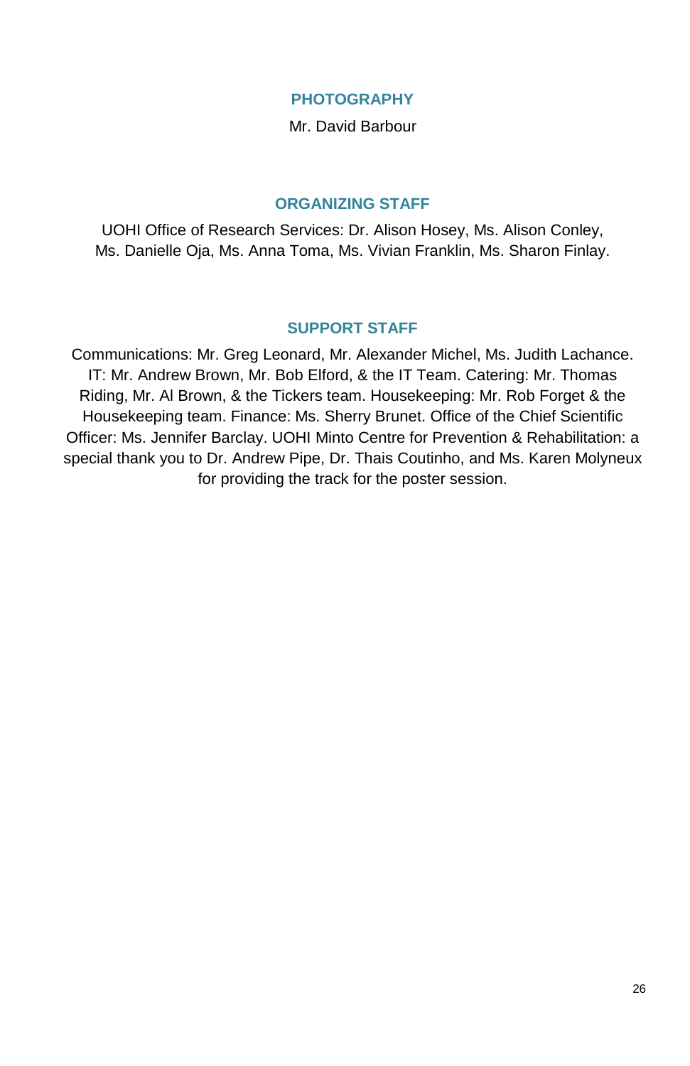## PHOTOGRAPHY

Mr. David Barbour

## ORGANIZING STAFF

UOHI Office of Research Services: Dr. Alison Hosey, Ms. Alison Conley, Ms. Danielle Oja, Ms. Anna Toma, Ms. Vivian Franklin, Ms. Sharon Finlay.

## SUPPORT STAFF

Communications: Mr. Greg Leonard, Mr. Alexander Michel, Ms. Judith Lachance. IT: Mr. Andrew Brown, Mr. Bob Elford, & the IT Team. Catering: Mr. Thomas Riding, Mr. Al Brown, & the Tickers team. Housekeeping: Mr. Rob Forget & the Housekeeping team. Finance: Ms. Sherry Brunet. Office of the Chief Scientific Officer: Ms. Jennifer Barclay. UOHI Minto Centre for Prevention & Rehabilitation: a special thank you to Dr. Andrew Pipe, Dr. Thais Coutinho, and Ms. Karen Molyneux for providing the track for the poster session.